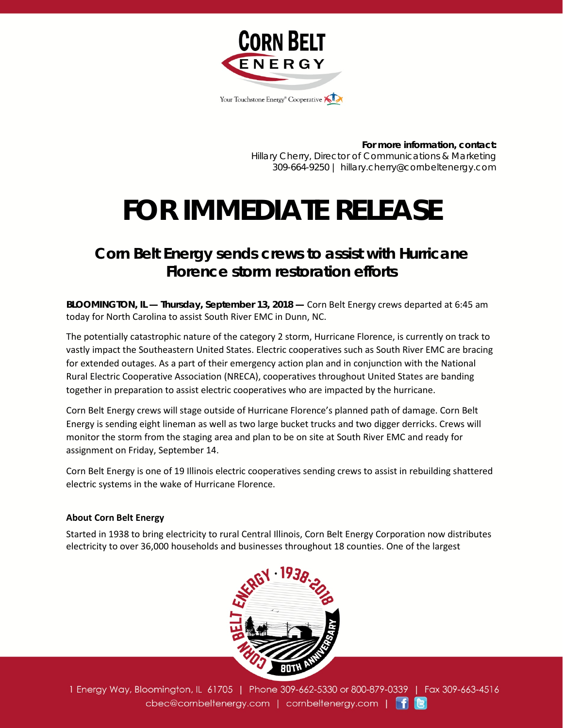**For more information, contact:**
Hillary Cherry, Director of Communications & Marketing
309-664-9250 | hillary.cherry@cornbeltenergy.com

# FOR IMMEDIATE RELEASE

## Corn Belt Energy sends crews to assist with Hurricane Florence storm restoration efforts

**BLOOMINGTON, IL — Thursday, September 13, 2018 —** Corn Belt Energy crews departed at 6:45 am today for North Carolina to assist South River EMC in Dunn, NC.

The potentially catastrophic nature of the category 2 storm, Hurricane Florence, is currently on track to vastly impact the Southeastern United States. Electric cooperatives such as South River EMC are bracing for extended outages. As a part of their emergency action plan and in conjunction with the National Rural Electric Cooperative Association (NRECA), cooperatives throughout United States are banding together in preparation to assist electric cooperatives who are impacted by the hurricane.

Corn Belt Energy crews will stage outside of Hurricane Florence's planned path of damage. Corn Belt Energy is sending eight lineman as well as two large bucket trucks and two digger derricks. Crews will monitor the storm from the staging area and plan to be on site at South River EMC and ready for assignment on Friday, September 14.

Corn Belt Energy is one of 19 Illinois electric cooperatives sending crews to assist in rebuilding shattered electric systems in the wake of Hurricane Florence.

**About Corn Belt Energy**

Started in 1938 to bring electricity to rural Central Illinois, Corn Belt Energy Corporation now distributes electricity to over 36,000 households and businesses throughout 18 counties. One of the largest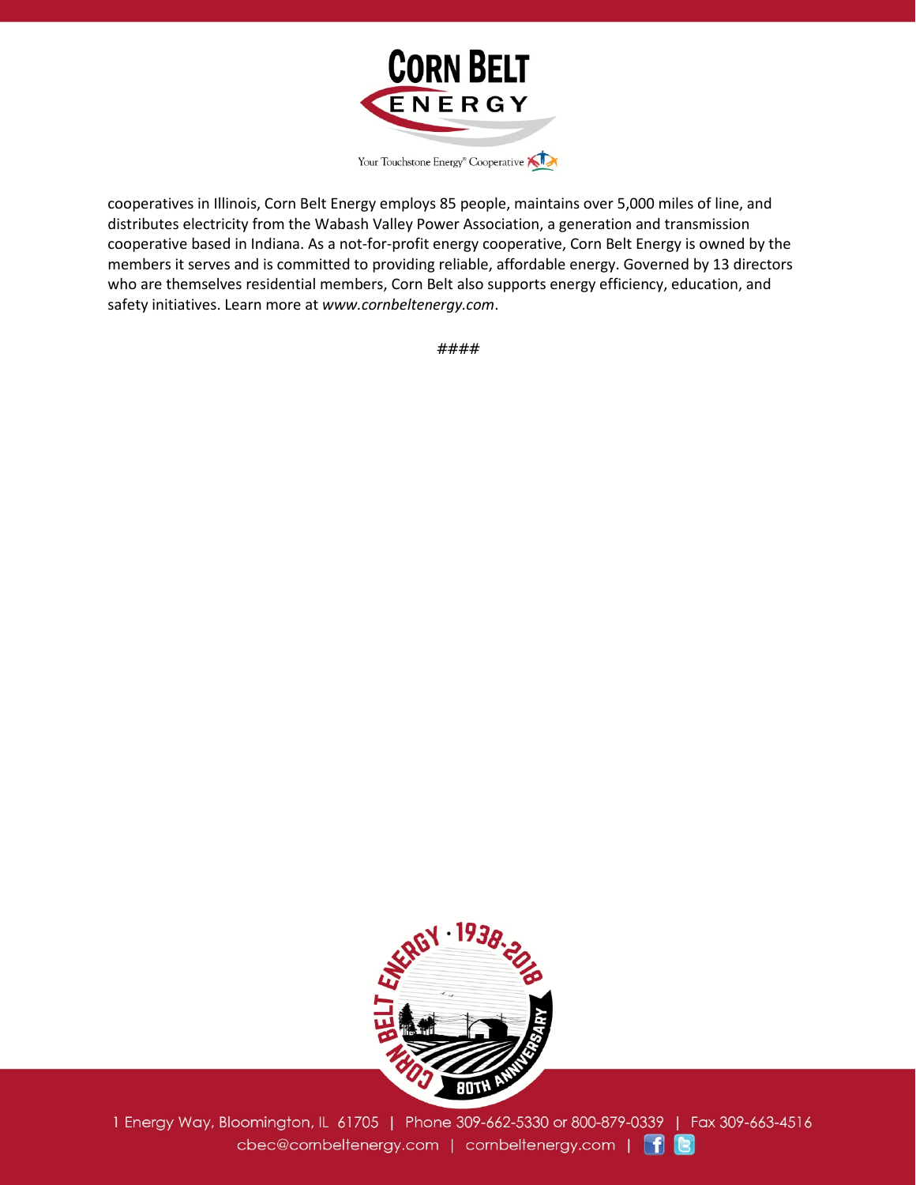cooperatives in Illinois, Corn Belt Energy employs 85 people, maintains over 5,000 miles of line, and distributes electricity from the Wabash Valley Power Association, a generation and transmission cooperative based in Indiana. As a not-for-profit energy cooperative, Corn Belt Energy is owned by the members it serves and is committed to providing reliable, affordable energy. Governed by 13 directors who are themselves residential members, Corn Belt also supports energy efficiency, education, and safety initiatives. Learn more at *www.cornbeltenergy.com*.

####